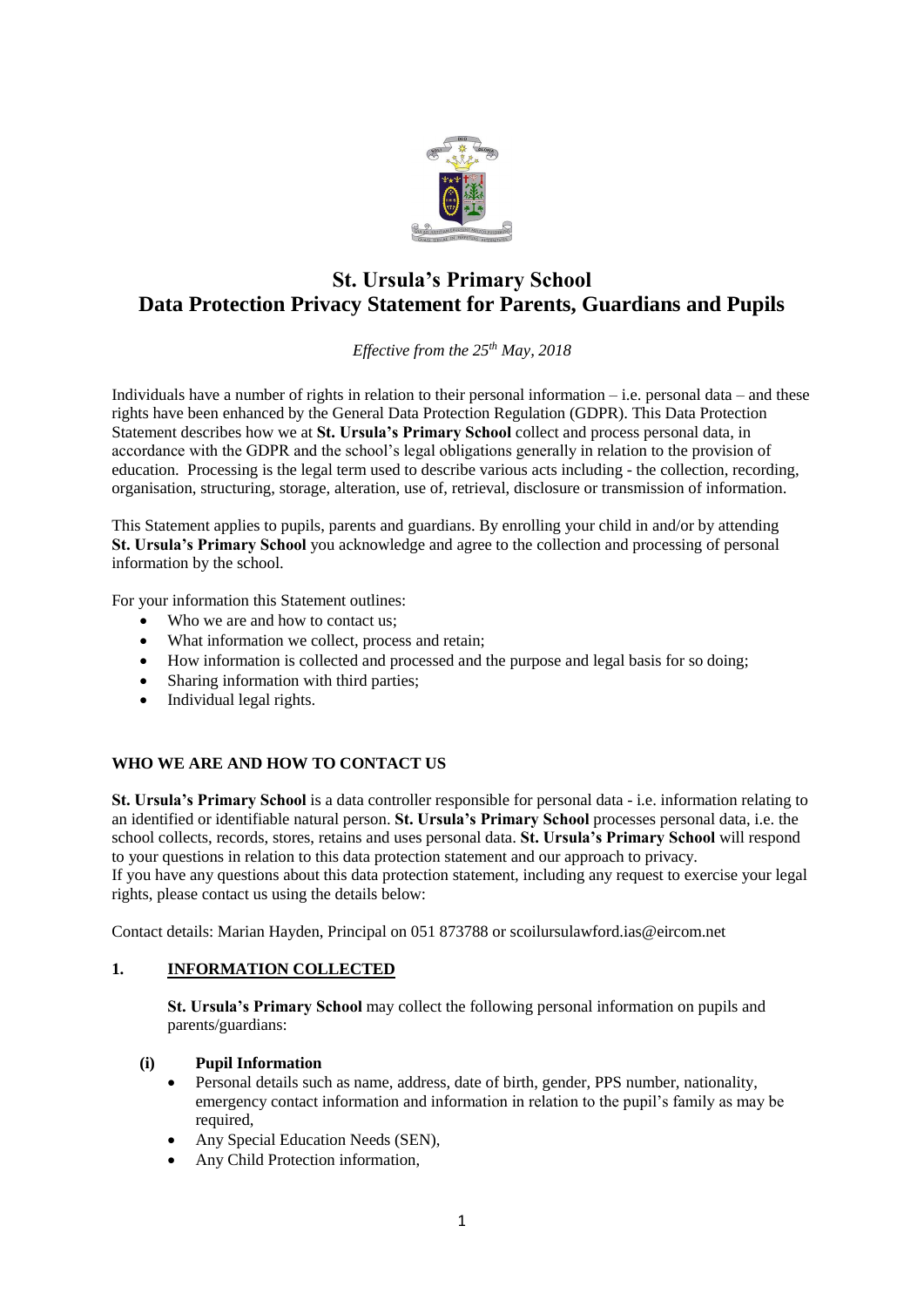# St. Ursula's Primary School
# Data Protection Privacy Statement for Parents, Guardians and Pupils

*Effective from the 25th May, 2018*

Individuals have a number of rights in relation to their personal information – i.e. personal data – and these rights have been enhanced by the General Data Protection Regulation (GDPR). This Data Protection Statement describes how we at **St. Ursula's Primary School** collect and process personal data, in accordance with the GDPR and the school's legal obligations generally in relation to the provision of education. Processing is the legal term used to describe various acts including - the collection, recording, organisation, structuring, storage, alteration, use of, retrieval, disclosure or transmission of information.

This Statement applies to pupils, parents and guardians. By enrolling your child in and/or by attending **St. Ursula's Primary School** you acknowledge and agree to the collection and processing of personal information by the school.

For your information this Statement outlines:

- Who we are and how to contact us;
- What information we collect, process and retain;
- How information is collected and processed and the purpose and legal basis for so doing;
- Sharing information with third parties;
- Individual legal rights.

## WHO WE ARE AND HOW TO CONTACT US

**St. Ursula's Primary School** is a data controller responsible for personal data - i.e. information relating to an identified or identifiable natural person. **St. Ursula's Primary School** processes personal data, i.e. the school collects, records, stores, retains and uses personal data. **St. Ursula's Primary School** will respond to your questions in relation to this data protection statement and our approach to privacy.
If you have any questions about this data protection statement, including any request to exercise your legal rights, please contact us using the details below:

Contact details: Marian Hayden, Principal on 051 873788 or scoilursulawford.ias@eircom.net

## 1. INFORMATION COLLECTED

**St. Ursula's Primary School** may collect the following personal information on pupils and parents/guardians:

### (i) Pupil Information

- Personal details such as name, address, date of birth, gender, PPS number, nationality, emergency contact information and information in relation to the pupil's family as may be required,
- Any Special Education Needs (SEN),
- Any Child Protection information,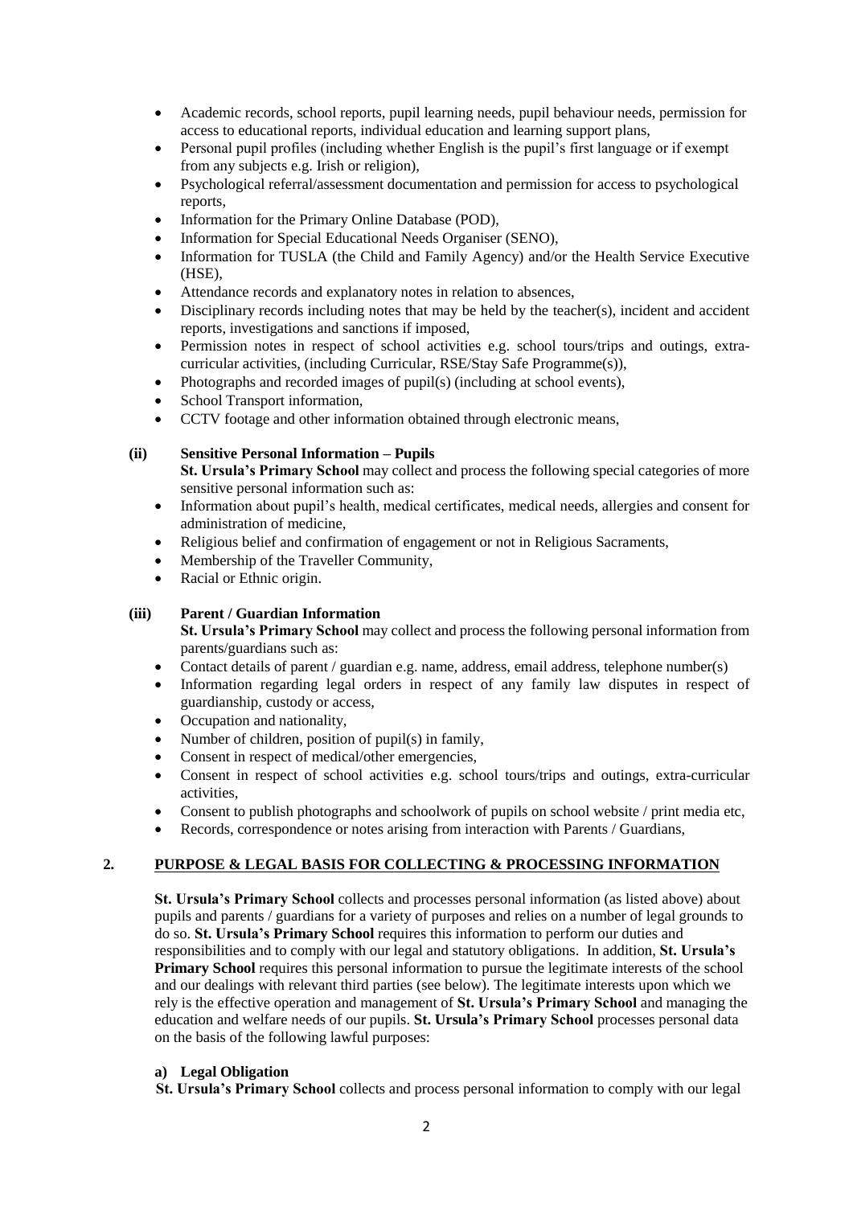- Academic records, school reports, pupil learning needs, pupil behaviour needs, permission for access to educational reports, individual education and learning support plans,
- Personal pupil profiles (including whether English is the pupil's first language or if exempt from any subjects e.g. Irish or religion),
- Psychological referral/assessment documentation and permission for access to psychological reports,
- Information for the Primary Online Database (POD),
- Information for Special Educational Needs Organiser (SENO),
- Information for TUSLA (the Child and Family Agency) and/or the Health Service Executive (HSE),
- Attendance records and explanatory notes in relation to absences,
- Disciplinary records including notes that may be held by the teacher(s), incident and accident reports, investigations and sanctions if imposed,
- Permission notes in respect of school activities e.g. school tours/trips and outings, extra-curricular activities, (including Curricular, RSE/Stay Safe Programme(s)),
- Photographs and recorded images of pupil(s) (including at school events),
- School Transport information,
- CCTV footage and other information obtained through electronic means,

**(ii) Sensitive Personal Information – Pupils**

**St. Ursula's Primary School** may collect and process the following special categories of more sensitive personal information such as:

- Information about pupil's health, medical certificates, medical needs, allergies and consent for administration of medicine,
- Religious belief and confirmation of engagement or not in Religious Sacraments,
- Membership of the Traveller Community,
- Racial or Ethnic origin.

**(iii) Parent / Guardian Information**

**St. Ursula's Primary School** may collect and process the following personal information from parents/guardians such as:

- Contact details of parent / guardian e.g. name, address, email address, telephone number(s)
- Information regarding legal orders in respect of any family law disputes in respect of guardianship, custody or access,
- Occupation and nationality,
- Number of children, position of pupil(s) in family,
- Consent in respect of medical/other emergencies,
- Consent in respect of school activities e.g. school tours/trips and outings, extra-curricular activities,
- Consent to publish photographs and schoolwork of pupils on school website / print media etc,
- Records, correspondence or notes arising from interaction with Parents / Guardians,

## 2. PURPOSE & LEGAL BASIS FOR COLLECTING & PROCESSING INFORMATION

**St. Ursula's Primary School** collects and processes personal information (as listed above) about pupils and parents / guardians for a variety of purposes and relies on a number of legal grounds to do so. **St. Ursula's Primary School** requires this information to perform our duties and responsibilities and to comply with our legal and statutory obligations. In addition, **St. Ursula's Primary School** requires this personal information to pursue the legitimate interests of the school and our dealings with relevant third parties (see below). The legitimate interests upon which we rely is the effective operation and management of **St. Ursula's Primary School** and managing the education and welfare needs of our pupils. **St. Ursula's Primary School** processes personal data on the basis of the following lawful purposes:

**a) Legal Obligation**

**St. Ursula's Primary School** collects and process personal information to comply with our legal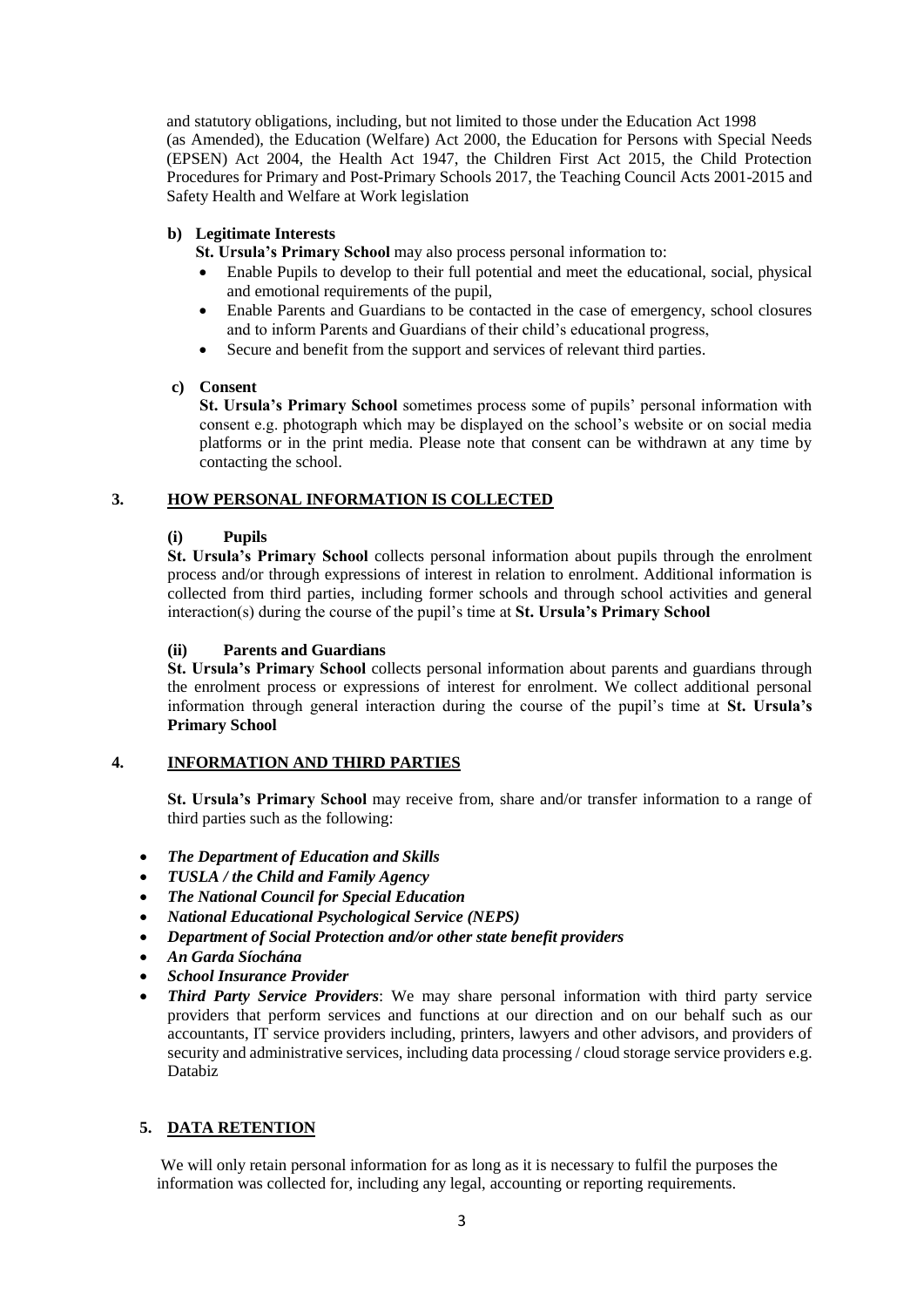and statutory obligations, including, but not limited to those under the Education Act 1998 (as Amended), the Education (Welfare) Act 2000, the Education for Persons with Special Needs (EPSEN) Act 2004, the Health Act 1947, the Children First Act 2015, the Child Protection Procedures for Primary and Post-Primary Schools 2017, the Teaching Council Acts 2001-2015 and Safety Health and Welfare at Work legislation

**b) Legitimate Interests**

**St. Ursula's Primary School** may also process personal information to:

- Enable Pupils to develop to their full potential and meet the educational, social, physical and emotional requirements of the pupil,
- Enable Parents and Guardians to be contacted in the case of emergency, school closures and to inform Parents and Guardians of their child's educational progress,
- Secure and benefit from the support and services of relevant third parties.

**c) Consent**

**St. Ursula's Primary School** sometimes process some of pupils' personal information with consent e.g. photograph which may be displayed on the school's website or on social media platforms or in the print media. Please note that consent can be withdrawn at any time by contacting the school.

## 3. HOW PERSONAL INFORMATION IS COLLECTED

**(i) Pupils**

**St. Ursula's Primary School** collects personal information about pupils through the enrolment process and/or through expressions of interest in relation to enrolment. Additional information is collected from third parties, including former schools and through school activities and general interaction(s) during the course of the pupil's time at **St. Ursula's Primary School**

**(ii) Parents and Guardians**

**St. Ursula's Primary School** collects personal information about parents and guardians through the enrolment process or expressions of interest for enrolment. We collect additional personal information through general interaction during the course of the pupil's time at **St. Ursula's Primary School**

## 4. INFORMATION AND THIRD PARTIES

**St. Ursula's Primary School** may receive from, share and/or transfer information to a range of third parties such as the following:

- ***The Department of Education and Skills***
- ***TUSLA / the Child and Family Agency***
- ***The National Council for Special Education***
- ***National Educational Psychological Service (NEPS)***
- ***Department of Social Protection and/or other state benefit providers***
- ***An Garda Síochána***
- ***School Insurance Provider***
- ***Third Party Service Providers***: We may share personal information with third party service providers that perform services and functions at our direction and on our behalf such as our accountants, IT service providers including, printers, lawyers and other advisors, and providers of security and administrative services, including data processing / cloud storage service providers e.g. Databiz

## 5. DATA RETENTION

We will only retain personal information for as long as it is necessary to fulfil the purposes the information was collected for, including any legal, accounting or reporting requirements.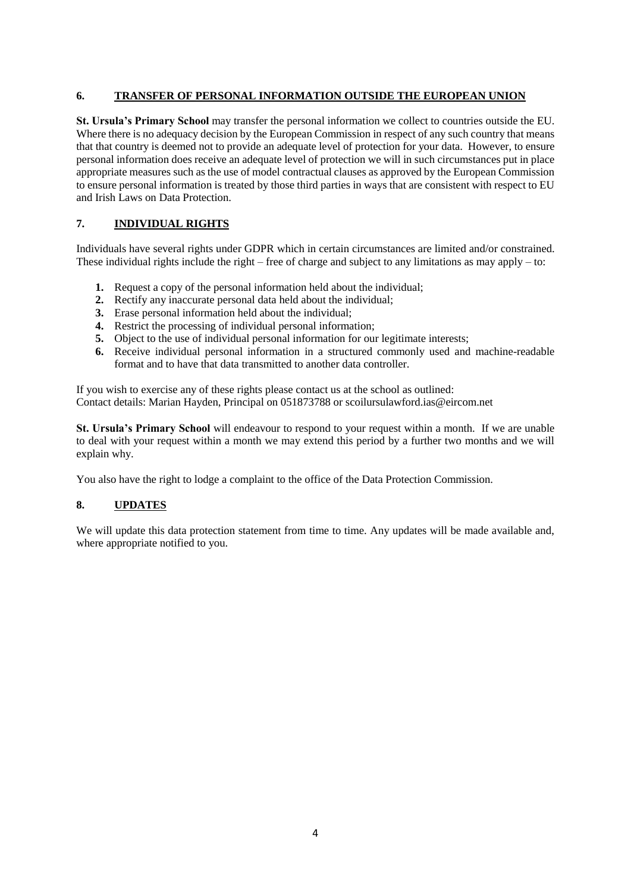## 6. TRANSFER OF PERSONAL INFORMATION OUTSIDE THE EUROPEAN UNION

**St. Ursula's Primary School** may transfer the personal information we collect to countries outside the EU. Where there is no adequacy decision by the European Commission in respect of any such country that means that that country is deemed not to provide an adequate level of protection for your data. However, to ensure personal information does receive an adequate level of protection we will in such circumstances put in place appropriate measures such as the use of model contractual clauses as approved by the European Commission to ensure personal information is treated by those third parties in ways that are consistent with respect to EU and Irish Laws on Data Protection.

## 7. INDIVIDUAL RIGHTS

Individuals have several rights under GDPR which in certain circumstances are limited and/or constrained. These individual rights include the right – free of charge and subject to any limitations as may apply – to:

1. Request a copy of the personal information held about the individual;
2. Rectify any inaccurate personal data held about the individual;
3. Erase personal information held about the individual;
4. Restrict the processing of individual personal information;
5. Object to the use of individual personal information for our legitimate interests;
6. Receive individual personal information in a structured commonly used and machine-readable format and to have that data transmitted to another data controller.

If you wish to exercise any of these rights please contact us at the school as outlined:
Contact details: Marian Hayden, Principal on 051873788 or scoilursulawford.ias@eircom.net

**St. Ursula's Primary School** will endeavour to respond to your request within a month. If we are unable to deal with your request within a month we may extend this period by a further two months and we will explain why.

You also have the right to lodge a complaint to the office of the Data Protection Commission.

## 8. UPDATES

We will update this data protection statement from time to time. Any updates will be made available and, where appropriate notified to you.